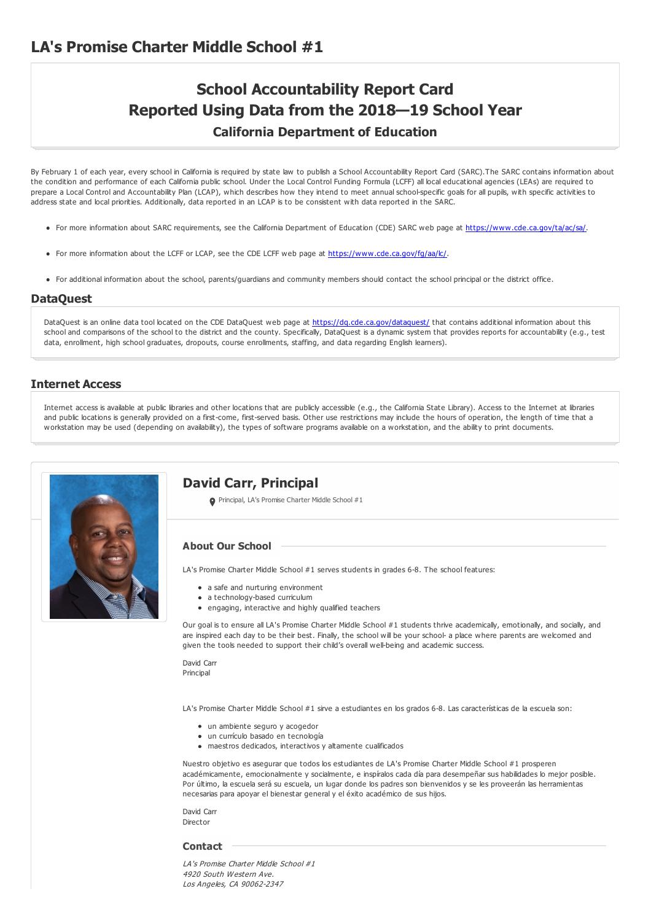# LA's Promise Charter Middle School #1

## School Accountability Report Card
## Reported Using Data from the 2018—19 School Year
### California Department of Education

By February 1 of each year, every school in California is required by state law to publish a School Accountability Report Card (SARC).The SARC contains information about the condition and performance of each California public school. Under the Local Control Funding Formula (LCFF) all local educational agencies (LEAs) are required to prepare a Local Control and Accountability Plan (LCAP), which describes how they intend to meet annual school-specific goals for all pupils, with specific activities to address state and local priorities. Additionally, data reported in an LCAP is to be consistent with data reported in the SARC.

- For more information about SARC requirements, see the California Department of Education (CDE) SARC web page at https://www.cde.ca.gov/ta/ac/sa/.
- For more information about the LCFF or LCAP, see the CDE LCFF web page at https://www.cde.ca.gov/fg/aa/lc/.
- For additional information about the school, parents/guardians and community members should contact the school principal or the district office.

## DataQuest

DataQuest is an online data tool located on the CDE DataQuest web page at https://dq.cde.ca.gov/dataquest/ that contains additional information about this school and comparisons of the school to the district and the county. Specifically, DataQuest is a dynamic system that provides reports for accountability (e.g., test data, enrollment, high school graduates, dropouts, course enrollments, staffing, and data regarding English learners).

## Internet Access

Internet access is available at public libraries and other locations that are publicly accessible (e.g., the California State Library). Access to the Internet at libraries and public locations is generally provided on a first-come, first-served basis. Other use restrictions may include the hours of operation, the length of time that a workstation may be used (depending on availability), the types of software programs available on a workstation, and the ability to print documents.

## David Carr, Principal

Principal, LA's Promise Charter Middle School #1

### About Our School

LA's Promise Charter Middle School #1 serves students in grades 6-8. The school features:

- a safe and nurturing environment
- a technology-based curriculum
- engaging, interactive and highly qualified teachers

Our goal is to ensure all LA's Promise Charter Middle School #1 students thrive academically, emotionally, and socially, and are inspired each day to be their best. Finally, the school will be your school- a place where parents are welcomed and given the tools needed to support their child's overall well-being and academic success.

David Carr
Principal

LA's Promise Charter Middle School #1 sirve a estudiantes en los grados 6-8. Las características de la escuela son:

- un ambiente seguro y acogedor
- un currículo basado en tecnología
- maestros dedicados, interactivos y altamente cualificados

Nuestro objetivo es asegurar que todos los estudiantes de LA's Promise Charter Middle School #1 prosperen académicamente, emocionalmente y socialmente, e inspíralos cada día para desempeñar sus habilidades lo mejor posible. Por último, la escuela será su escuela, un lugar donde los padres son bienvenidos y se les proveerán las herramientas necesarias para apoyar el bienestar general y el éxito académico de sus hijos.

David Carr
Director

### Contact

*LA's Promise Charter Middle School #1*
*4920 South Western Ave.*
*Los Angeles, CA 90062-2347*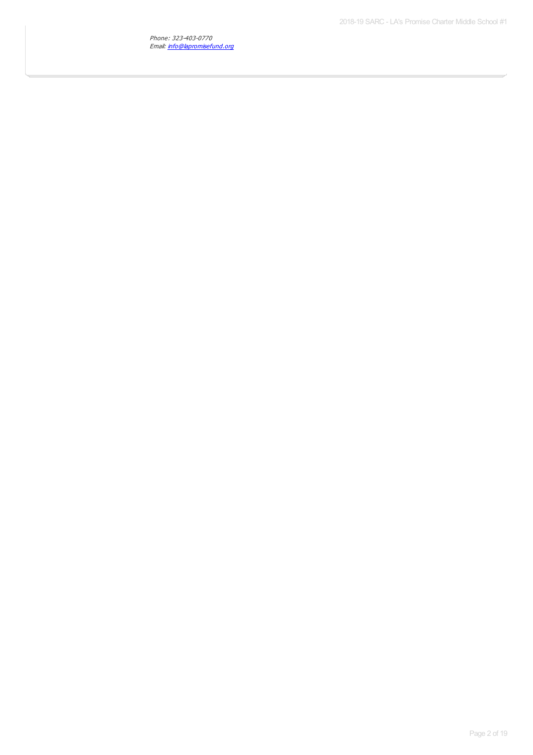*Phone: 323-403-0770*
*Email: [info@lapromisefund.org](mailto:info@lapromisefund.org)*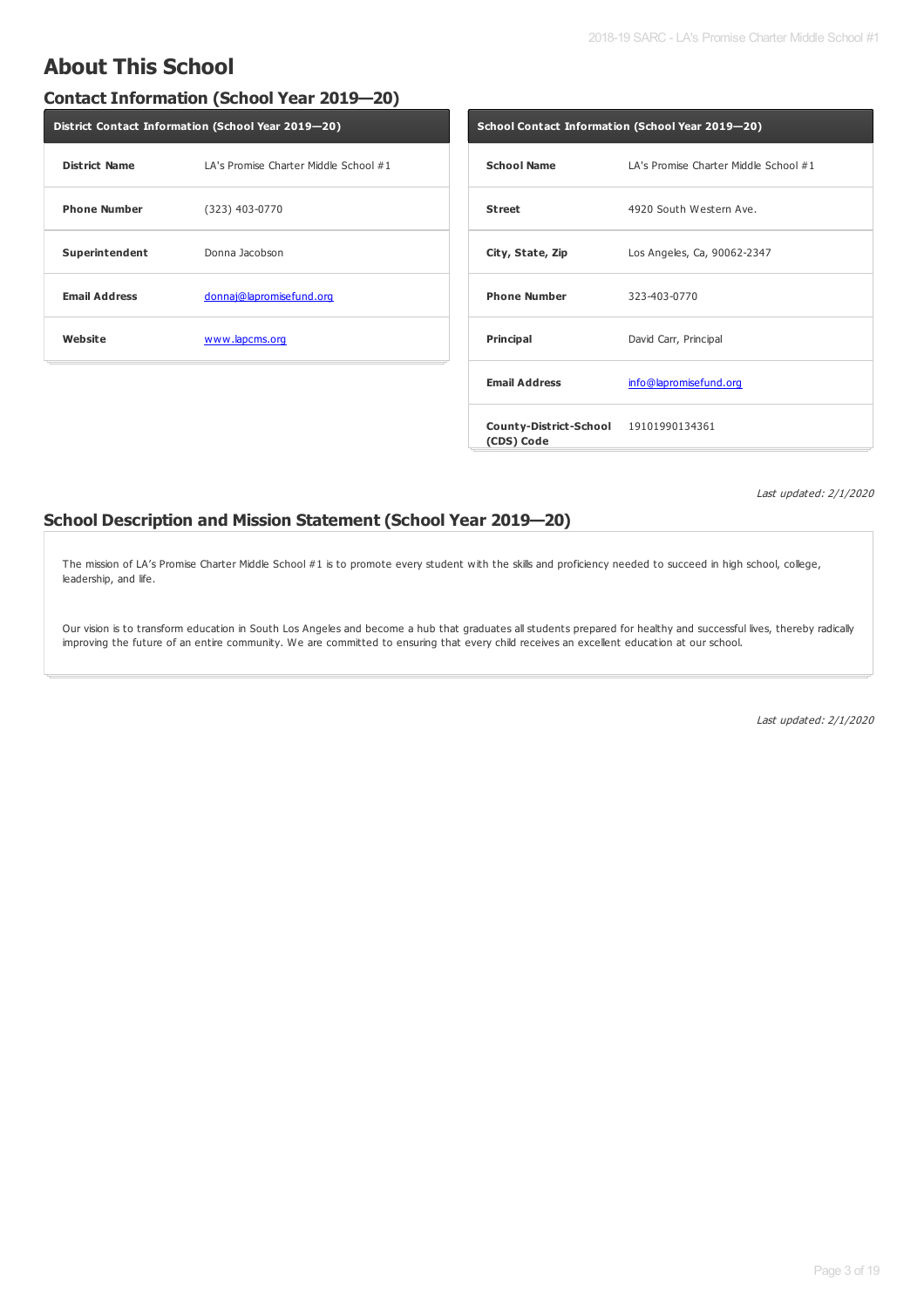# About This School

## Contact Information (School Year 2019—20)

| District Contact Information (School Year 2019—20) | |
|---|---|
| **District Name** | LA's Promise Charter Middle School #1 |
| **Phone Number** | (323) 403-0770 |
| **Superintendent** | Donna Jacobson |
| **Email Address** | donnaj@lapromisefund.org |
| **Website** | www.lapcms.org |

| School Contact Information (School Year 2019—20) | |
|---|---|
| **School Name** | LA's Promise Charter Middle School #1 |
| **Street** | 4920 South Western Ave. |
| **City, State, Zip** | Los Angeles, Ca, 90062-2347 |
| **Phone Number** | 323-403-0770 |
| **Principal** | David Carr, Principal |
| **Email Address** | info@lapromisefund.org |
| **County-District-School (CDS) Code** | 19101990134361 |

*Last updated: 2/1/2020*

## School Description and Mission Statement (School Year 2019—20)

The mission of LA's Promise Charter Middle School #1 is to promote every student with the skills and proficiency needed to succeed in high school, college, leadership, and life.

Our vision is to transform education in South Los Angeles and become a hub that graduates all students prepared for healthy and successful lives, thereby radically improving the future of an entire community. We are committed to ensuring that every child receives an excellent education at our school.

*Last updated: 2/1/2020*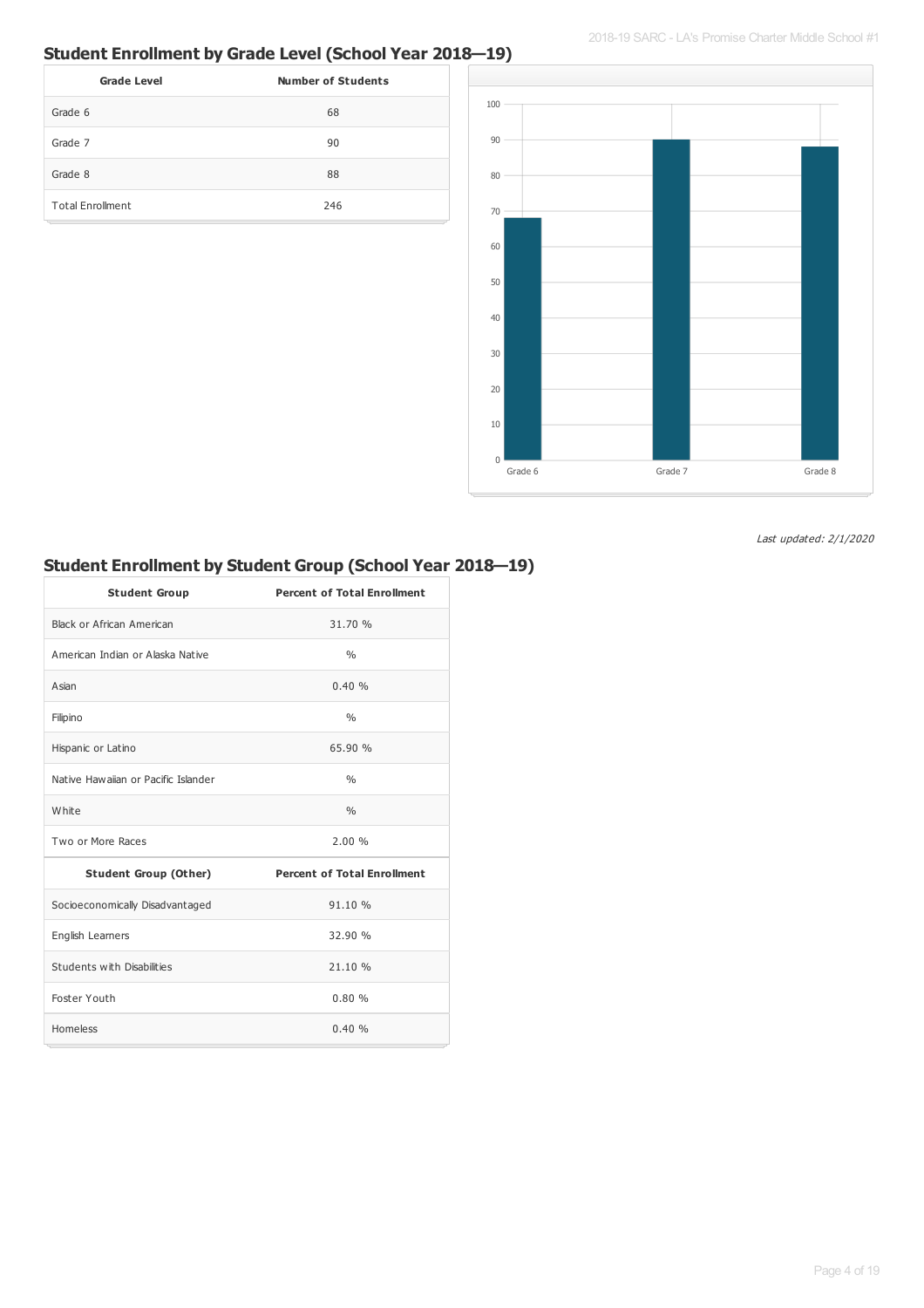## Student Enrollment by Grade Level (School Year 2018—19)

| Grade Level | Number of Students |
|---|---|
| Grade 6 | 68 |
| Grade 7 | 90 |
| Grade 8 | 88 |
| Total Enrollment | 246 |

*Last updated: 2/1/2020*

## Student Enrollment by Student Group (School Year 2018—19)

| Student Group | Percent of Total Enrollment |
|---|---|
| Black or African American | 31.70 % |
| American Indian or Alaska Native | % |
| Asian | 0.40 % |
| Filipino | % |
| Hispanic or Latino | 65.90 % |
| Native Hawaiian or Pacific Islander | % |
| White | % |
| Two or More Races | 2.00 % |
| **Student Group (Other)** | **Percent of Total Enrollment** |
| Socioeconomically Disadvantaged | 91.10 % |
| English Learners | 32.90 % |
| Students with Disabilities | 21.10 % |
| Foster Youth | 0.80 % |
| Homeless | 0.40 % |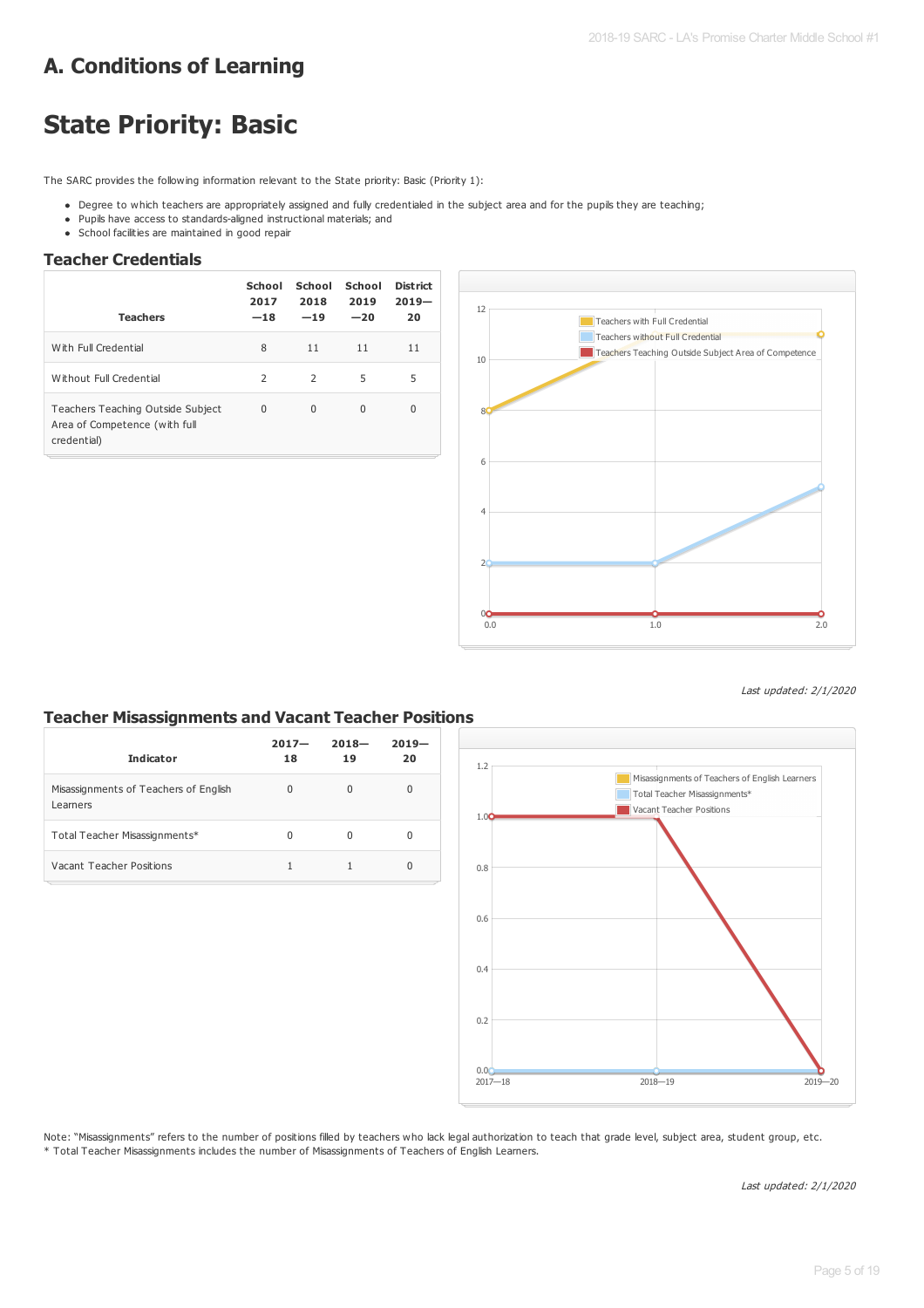# A. Conditions of Learning

# State Priority: Basic

The SARC provides the following information relevant to the State priority: Basic (Priority 1):

- Degree to which teachers are appropriately assigned and fully credentialed in the subject area and for the pupils they are teaching;
- Pupils have access to standards-aligned instructional materials; and
- School facilities are maintained in good repair

## Teacher Credentials

| Teachers | School 2017—18 | School 2018—19 | School 2019—20 | District 2019—20 |
| --- | --- | --- | --- | --- |
| With Full Credential | 8 | 11 | 11 | 11 |
| Without Full Credential | 2 | 2 | 5 | 5 |
| Teachers Teaching Outside Subject Area of Competence (with full credential) | 0 | 0 | 0 | 0 |

*Last updated: 2/1/2020*

## Teacher Misassignments and Vacant Teacher Positions

| Indicator | 2017—18 | 2018—19 | 2019—20 |
| --- | --- | --- | --- |
| Misassignments of Teachers of English Learners | 0 | 0 | 0 |
| Total Teacher Misassignments* | 0 | 0 | 0 |
| Vacant Teacher Positions | 1 | 1 | 0 |

Note: "Misassignments" refers to the number of positions filled by teachers who lack legal authorization to teach that grade level, subject area, student group, etc.
* Total Teacher Misassignments includes the number of Misassignments of Teachers of English Learners.

*Last updated: 2/1/2020*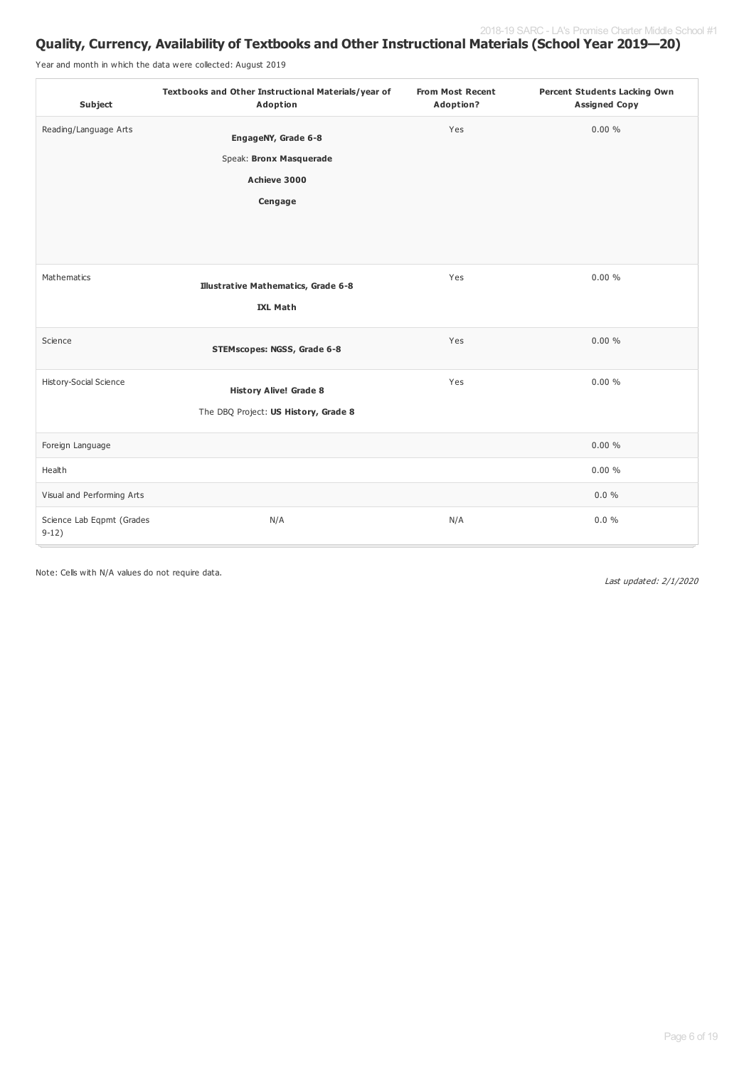## Quality, Currency, Availability of Textbooks and Other Instructional Materials (School Year 2019—20)

Year and month in which the data were collected: August 2019

| Subject | Textbooks and Other Instructional Materials/year of Adoption | From Most Recent Adoption? | Percent Students Lacking Own Assigned Copy |
|---|---|---|---|
| Reading/Language Arts | **EngageNY, Grade 6-8**<br>Speak: **Bronx Masquerade**<br>**Achieve 3000**<br>**Cengage** | Yes | 0.00 % |
| Mathematics | **Illustrative Mathematics, Grade 6-8**<br>**IXL Math** | Yes | 0.00 % |
| Science | **STEMscopes: NGSS, Grade 6-8** | Yes | 0.00 % |
| History-Social Science | **History Alive! Grade 8**<br>The DBQ Project: **US History, Grade 8** | Yes | 0.00 % |
| Foreign Language | | | 0.00 % |
| Health | | | 0.00 % |
| Visual and Performing Arts | | | 0.0 % |
| Science Lab Eqpmt (Grades 9-12) | N/A | N/A | 0.0 % |

Note: Cells with N/A values do not require data.

*Last updated: 2/1/2020*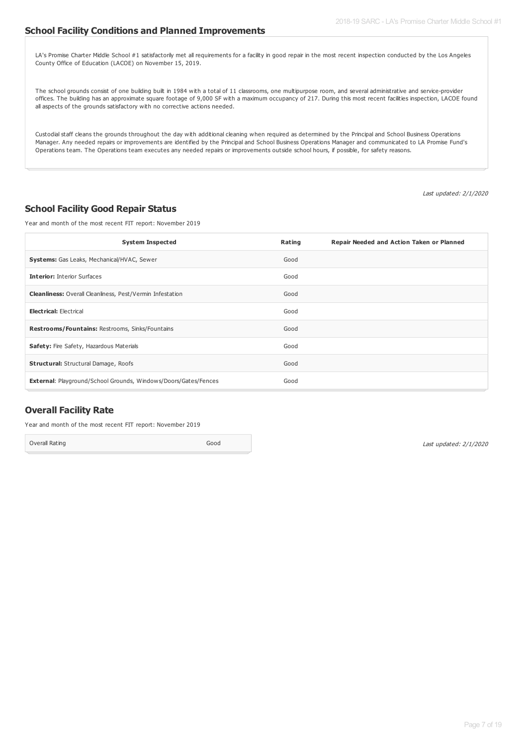## School Facility Conditions and Planned Improvements

LA's Promise Charter Middle School #1 satisfactorily met all requirements for a facility in good repair in the most recent inspection conducted by the Los Angeles County Office of Education (LACOE) on November 15, 2019.

The school grounds consist of one building built in 1984 with a total of 11 classrooms, one multipurpose room, and several administrative and service-provider offices. The building has an approximate square footage of 9,000 SF with a maximum occupancy of 217. During this most recent facilities inspection, LACOE found all aspects of the grounds satisfactory with no corrective actions needed.

Custodial staff cleans the grounds throughout the day with additional cleaning when required as determined by the Principal and School Business Operations Manager. Any needed repairs or improvements are identified by the Principal and School Business Operations Manager and communicated to LA Promise Fund's Operations team. The Operations team executes any needed repairs or improvements outside school hours, if possible, for safety reasons.

*Last updated: 2/1/2020*

## School Facility Good Repair Status

Year and month of the most recent FIT report: November 2019

| System Inspected | Rating | Repair Needed and Action Taken or Planned |
|---|---|---|
| **Systems:** Gas Leaks, Mechanical/HVAC, Sewer | Good | |
| **Interior:** Interior Surfaces | Good | |
| **Cleanliness:** Overall Cleanliness, Pest/Vermin Infestation | Good | |
| **Electrical:** Electrical | Good | |
| **Restrooms/Fountains:** Restrooms, Sinks/Fountains | Good | |
| **Safety:** Fire Safety, Hazardous Materials | Good | |
| **Structural:** Structural Damage, Roofs | Good | |
| **External**: Playground/School Grounds, Windows/Doors/Gates/Fences | Good | |

## Overall Facility Rate

Year and month of the most recent FIT report: November 2019

| Overall Rating | Good |
|---|---|

*Last updated: 2/1/2020*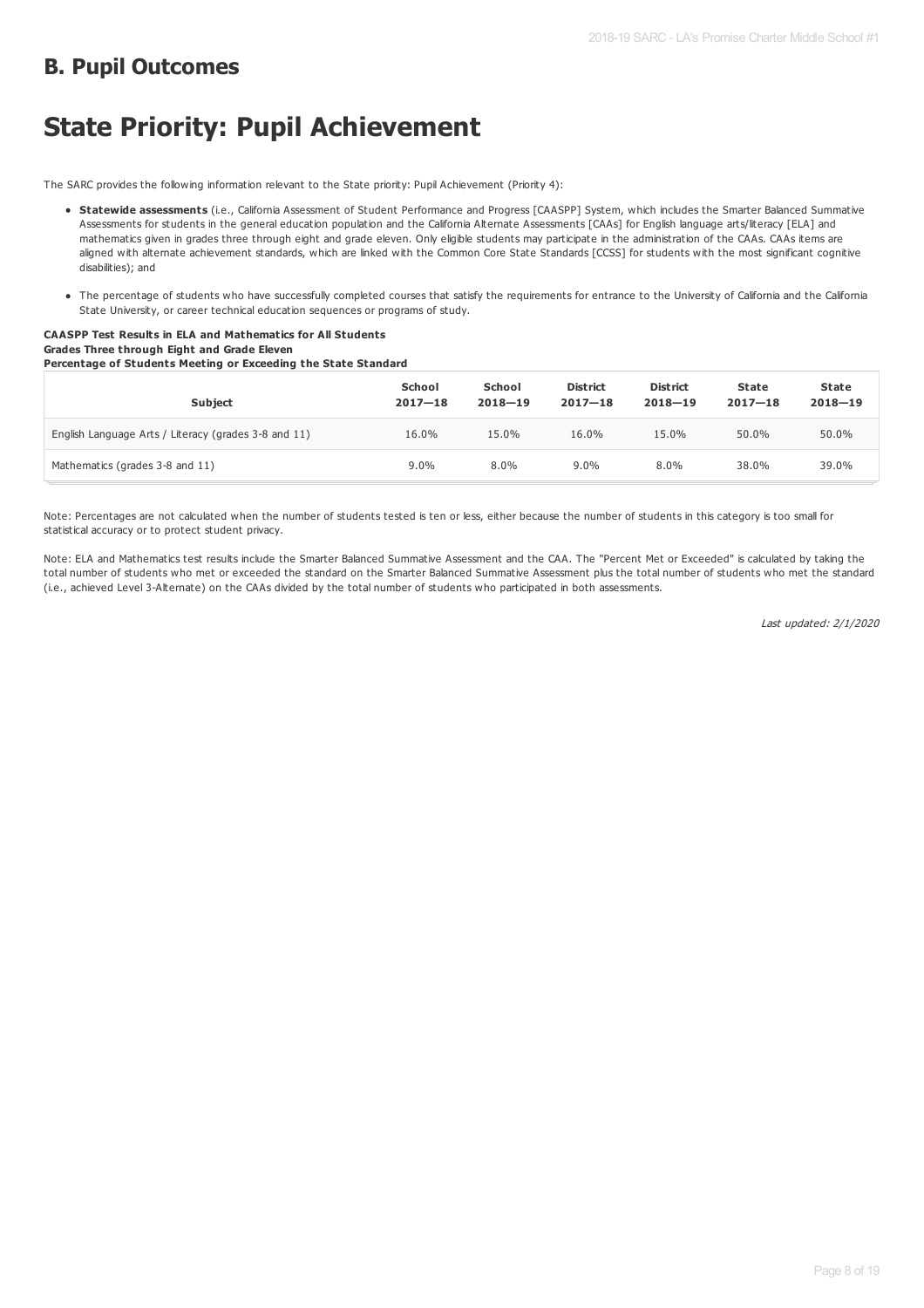## B. Pupil Outcomes

# State Priority: Pupil Achievement

The SARC provides the following information relevant to the State priority: Pupil Achievement (Priority 4):

- **Statewide assessments** (i.e., California Assessment of Student Performance and Progress [CAASPP] System, which includes the Smarter Balanced Summative Assessments for students in the general education population and the California Alternate Assessments [CAAs] for English language arts/literacy [ELA] and mathematics given in grades three through eight and grade eleven. Only eligible students may participate in the administration of the CAAs. CAAs items are aligned with alternate achievement standards, which are linked with the Common Core State Standards [CCSS] for students with the most significant cognitive disabilities); and
- The percentage of students who have successfully completed courses that satisfy the requirements for entrance to the University of California and the California State University, or career technical education sequences or programs of study.

**CAASPP Test Results in ELA and Mathematics for All Students**
**Grades Three through Eight and Grade Eleven**
**Percentage of Students Meeting or Exceeding the State Standard**

| Subject | School 2017—18 | School 2018—19 | District 2017—18 | District 2018—19 | State 2017—18 | State 2018—19 |
|---|---|---|---|---|---|---|
| English Language Arts / Literacy (grades 3-8 and 11) | 16.0% | 15.0% | 16.0% | 15.0% | 50.0% | 50.0% |
| Mathematics (grades 3-8 and 11) | 9.0% | 8.0% | 9.0% | 8.0% | 38.0% | 39.0% |

Note: Percentages are not calculated when the number of students tested is ten or less, either because the number of students in this category is too small for statistical accuracy or to protect student privacy.

Note: ELA and Mathematics test results include the Smarter Balanced Summative Assessment and the CAA. The "Percent Met or Exceeded" is calculated by taking the total number of students who met or exceeded the standard on the Smarter Balanced Summative Assessment plus the total number of students who met the standard (i.e., achieved Level 3-Alternate) on the CAAs divided by the total number of students who participated in both assessments.

*Last updated: 2/1/2020*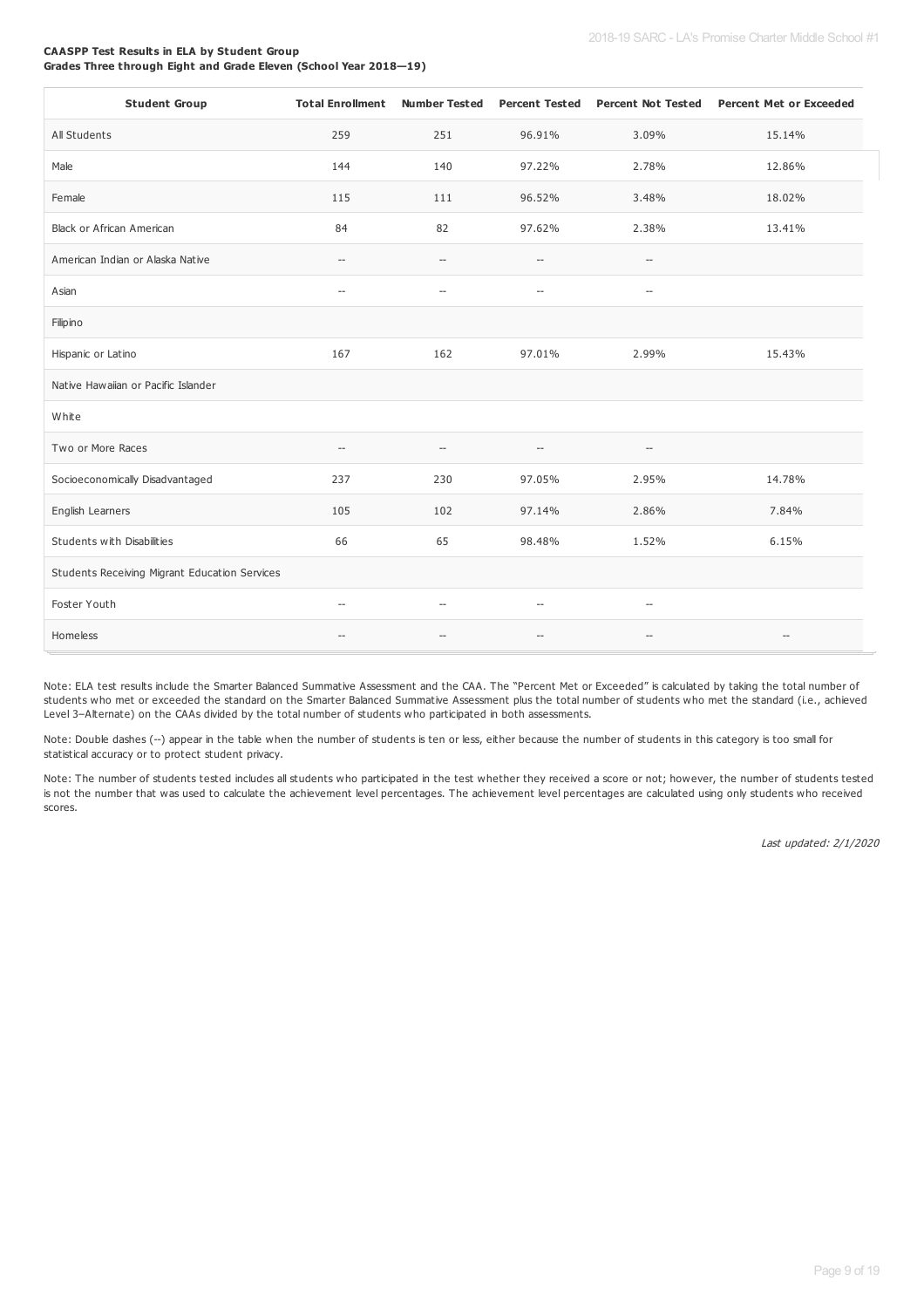**CAASPP Test Results in ELA by Student Group**
**Grades Three through Eight and Grade Eleven (School Year 2018—19)**

| Student Group | Total Enrollment | Number Tested | Percent Tested | Percent Not Tested | Percent Met or Exceeded |
|---|---|---|---|---|---|
| All Students | 259 | 251 | 96.91% | 3.09% | 15.14% |
| Male | 144 | 140 | 97.22% | 2.78% | 12.86% |
| Female | 115 | 111 | 96.52% | 3.48% | 18.02% |
| Black or African American | 84 | 82 | 97.62% | 2.38% | 13.41% |
| American Indian or Alaska Native | -- | -- | -- | -- | |
| Asian | -- | -- | -- | -- | |
| Filipino | | | | | |
| Hispanic or Latino | 167 | 162 | 97.01% | 2.99% | 15.43% |
| Native Hawaiian or Pacific Islander | | | | | |
| White | | | | | |
| Two or More Races | -- | -- | -- | -- | |
| Socioeconomically Disadvantaged | 237 | 230 | 97.05% | 2.95% | 14.78% |
| English Learners | 105 | 102 | 97.14% | 2.86% | 7.84% |
| Students with Disabilities | 66 | 65 | 98.48% | 1.52% | 6.15% |
| Students Receiving Migrant Education Services | | | | | |
| Foster Youth | -- | -- | -- | -- | |
| Homeless | -- | -- | -- | -- | -- |

Note: ELA test results include the Smarter Balanced Summative Assessment and the CAA. The "Percent Met or Exceeded" is calculated by taking the total number of students who met or exceeded the standard on the Smarter Balanced Summative Assessment plus the total number of students who met the standard (i.e., achieved Level 3–Alternate) on the CAAs divided by the total number of students who participated in both assessments.

Note: Double dashes (--) appear in the table when the number of students is ten or less, either because the number of students in this category is too small for statistical accuracy or to protect student privacy.

Note: The number of students tested includes all students who participated in the test whether they received a score or not; however, the number of students tested is not the number that was used to calculate the achievement level percentages. The achievement level percentages are calculated using only students who received scores.

*Last updated: 2/1/2020*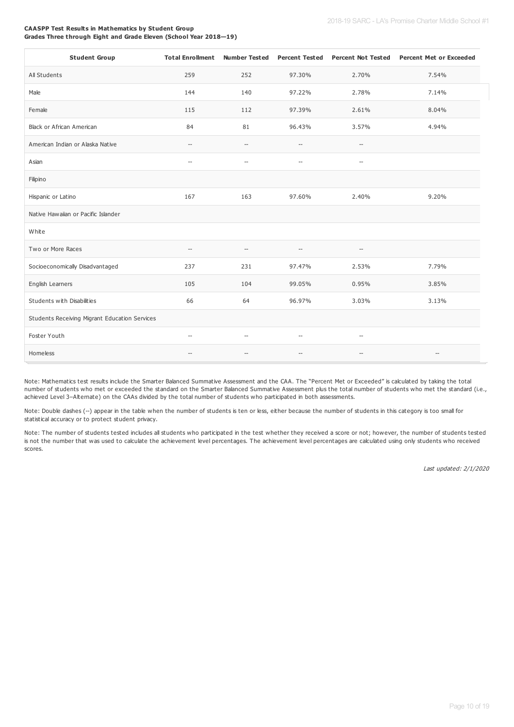**CAASPP Test Results in Mathematics by Student Group**
**Grades Three through Eight and Grade Eleven (School Year 2018—19)**

| Student Group | Total Enrollment | Number Tested | Percent Tested | Percent Not Tested | Percent Met or Exceeded |
|---|---|---|---|---|---|
| All Students | 259 | 252 | 97.30% | 2.70% | 7.54% |
| Male | 144 | 140 | 97.22% | 2.78% | 7.14% |
| Female | 115 | 112 | 97.39% | 2.61% | 8.04% |
| Black or African American | 84 | 81 | 96.43% | 3.57% | 4.94% |
| American Indian or Alaska Native | -- | -- | -- | -- | |
| Asian | -- | -- | -- | -- | |
| Filipino | | | | | |
| Hispanic or Latino | 167 | 163 | 97.60% | 2.40% | 9.20% |
| Native Hawaiian or Pacific Islander | | | | | |
| White | | | | | |
| Two or More Races | -- | -- | -- | -- | |
| Socioeconomically Disadvantaged | 237 | 231 | 97.47% | 2.53% | 7.79% |
| English Learners | 105 | 104 | 99.05% | 0.95% | 3.85% |
| Students with Disabilities | 66 | 64 | 96.97% | 3.03% | 3.13% |
| Students Receiving Migrant Education Services | | | | | |
| Foster Youth | -- | -- | -- | -- | |
| Homeless | -- | -- | -- | -- | -- |

Note: Mathematics test results include the Smarter Balanced Summative Assessment and the CAA. The "Percent Met or Exceeded" is calculated by taking the total number of students who met or exceeded the standard on the Smarter Balanced Summative Assessment plus the total number of students who met the standard (i.e., achieved Level 3–Alternate) on the CAAs divided by the total number of students who participated in both assessments.

Note: Double dashes (--) appear in the table when the number of students is ten or less, either because the number of students in this category is too small for statistical accuracy or to protect student privacy.

Note: The number of students tested includes all students who participated in the test whether they received a score or not; however, the number of students tested is not the number that was used to calculate the achievement level percentages. The achievement level percentages are calculated using only students who received scores.

*Last updated: 2/1/2020*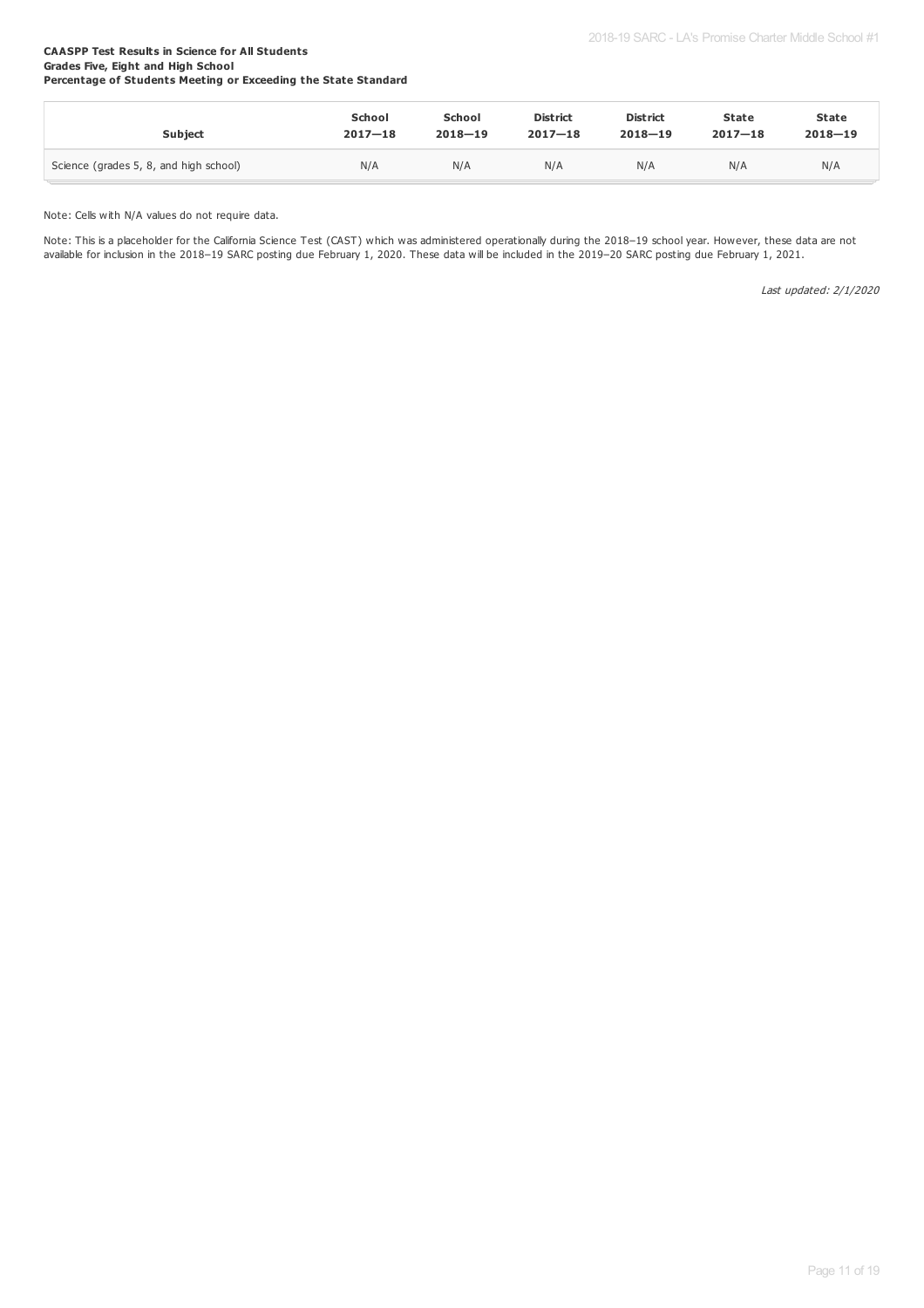**CAASPP Test Results in Science for All Students**
**Grades Five, Eight and High School**
**Percentage of Students Meeting or Exceeding the State Standard**

| Subject | School 2017—18 | School 2018—19 | District 2017—18 | District 2018—19 | State 2017—18 | State 2018—19 |
|---|---|---|---|---|---|---|
| Science (grades 5, 8, and high school) | N/A | N/A | N/A | N/A | N/A | N/A |

Note: Cells with N/A values do not require data.

Note: This is a placeholder for the California Science Test (CAST) which was administered operationally during the 2018–19 school year. However, these data are not available for inclusion in the 2018–19 SARC posting due February 1, 2020. These data will be included in the 2019–20 SARC posting due February 1, 2021.

*Last updated: 2/1/2020*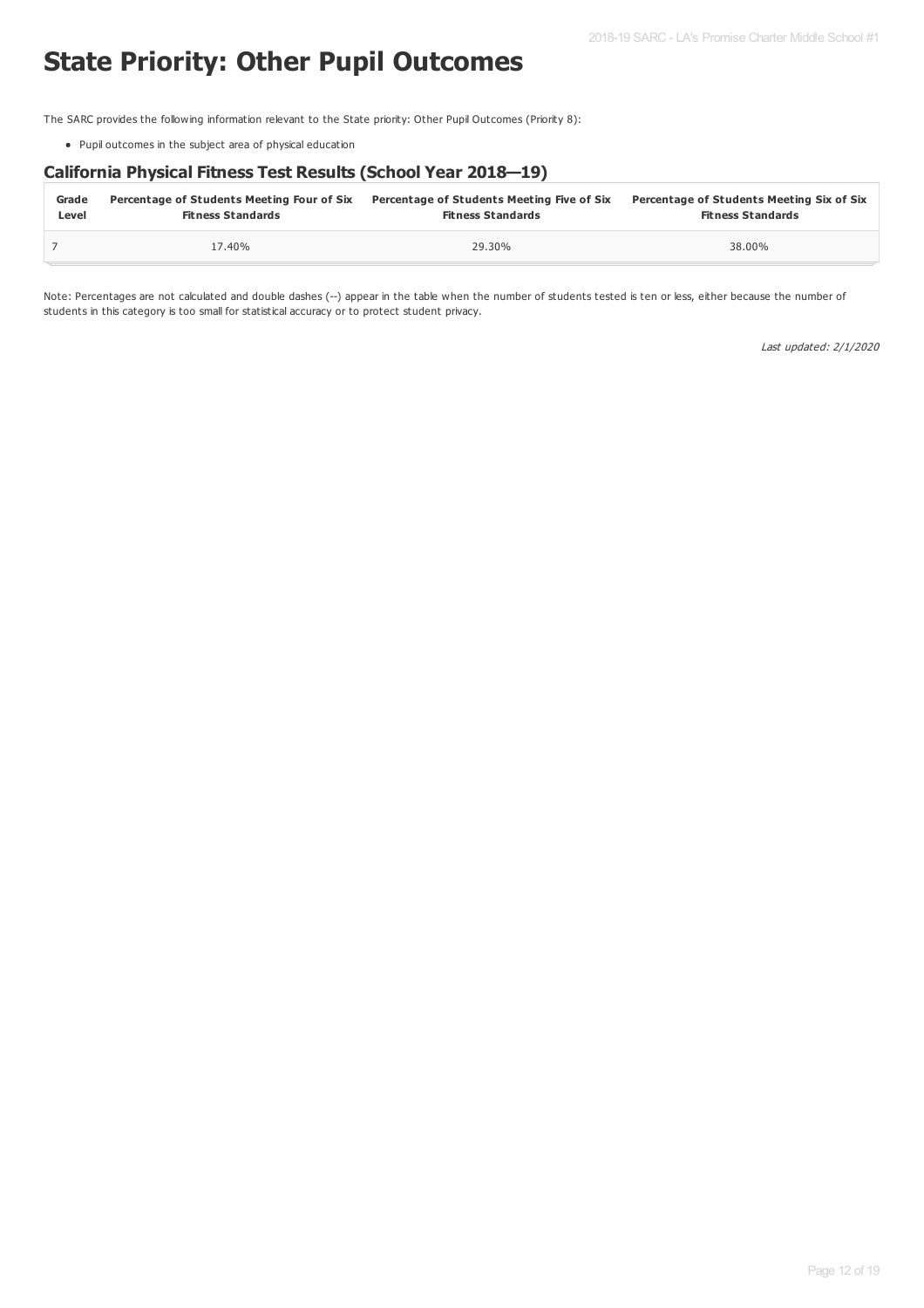# State Priority: Other Pupil Outcomes

The SARC provides the following information relevant to the State priority: Other Pupil Outcomes (Priority 8):

- Pupil outcomes in the subject area of physical education

## California Physical Fitness Test Results (School Year 2018—19)

| Grade Level | Percentage of Students Meeting Four of Six Fitness Standards | Percentage of Students Meeting Five of Six Fitness Standards | Percentage of Students Meeting Six of Six Fitness Standards |
|---|---|---|---|
| 7 | 17.40% | 29.30% | 38.00% |

Note: Percentages are not calculated and double dashes (--) appear in the table when the number of students tested is ten or less, either because the number of students in this category is too small for statistical accuracy or to protect student privacy.

*Last updated: 2/1/2020*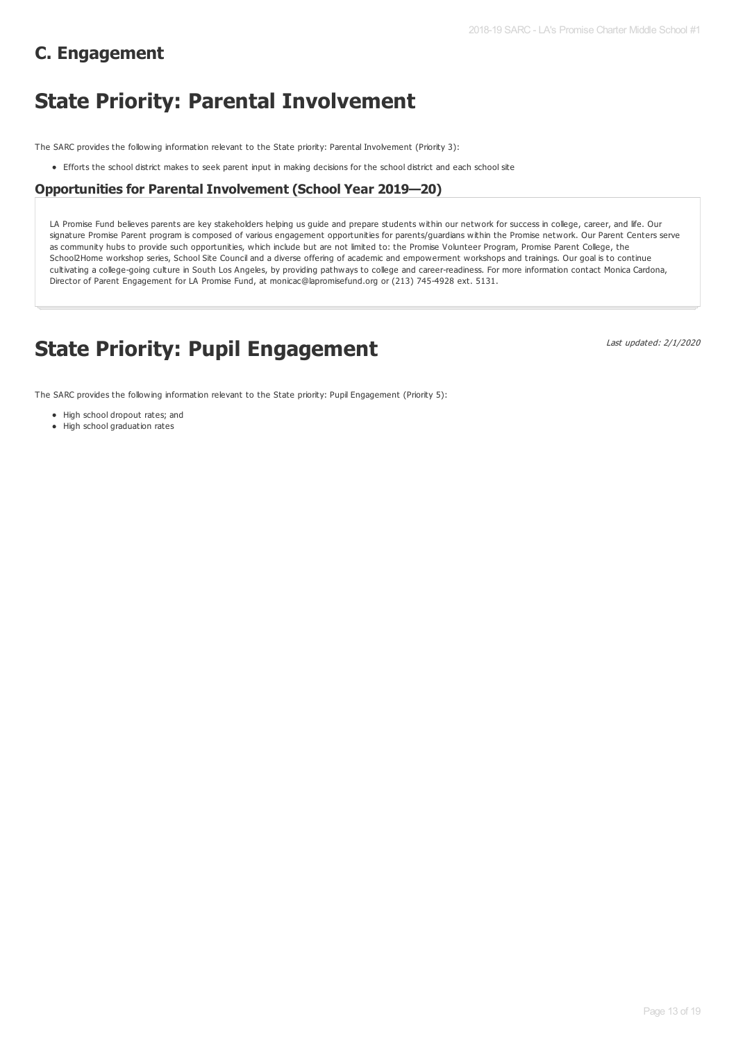## C. Engagement

# State Priority: Parental Involvement

The SARC provides the following information relevant to the State priority: Parental Involvement (Priority 3):

- Efforts the school district makes to seek parent input in making decisions for the school district and each school site

### Opportunities for Parental Involvement (School Year 2019—20)

LA Promise Fund believes parents are key stakeholders helping us guide and prepare students within our network for success in college, career, and life. Our signature Promise Parent program is composed of various engagement opportunities for parents/guardians within the Promise network. Our Parent Centers serve as community hubs to provide such opportunities, which include but are not limited to: the Promise Volunteer Program, Promise Parent College, the School2Home workshop series, School Site Council and a diverse offering of academic and empowerment workshops and trainings. Our goal is to continue cultivating a college-going culture in South Los Angeles, by providing pathways to college and career-readiness. For more information contact Monica Cardona, Director of Parent Engagement for LA Promise Fund, at monicac@lapromisefund.org or (213) 745-4928 ext. 5131.

# State Priority: Pupil Engagement

*Last updated: 2/1/2020*

The SARC provides the following information relevant to the State priority: Pupil Engagement (Priority 5):

- High school dropout rates; and
- High school graduation rates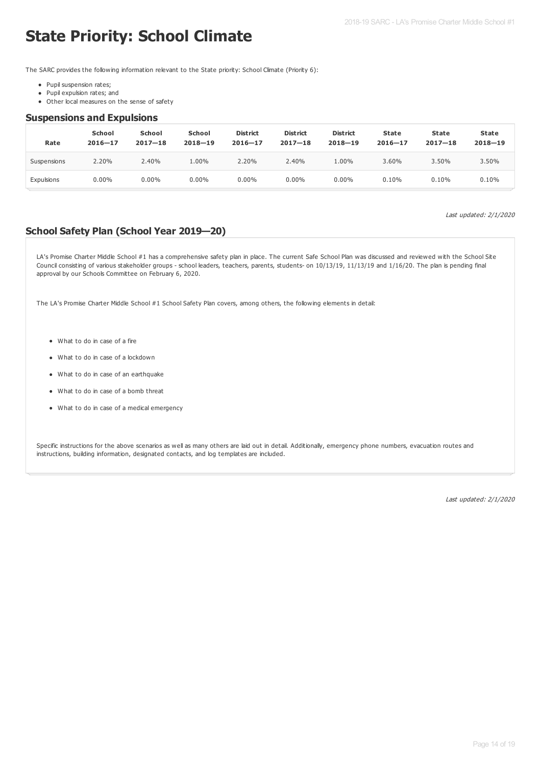# State Priority: School Climate

The SARC provides the following information relevant to the State priority: School Climate (Priority 6):

- Pupil suspension rates;
- Pupil expulsion rates; and
- Other local measures on the sense of safety

## Suspensions and Expulsions

| Rate | School 2016—17 | School 2017—18 | School 2018—19 | District 2016—17 | District 2017—18 | District 2018—19 | State 2016—17 | State 2017—18 | State 2018—19 |
|---|---|---|---|---|---|---|---|---|---|
| Suspensions | 2.20% | 2.40% | 1.00% | 2.20% | 2.40% | 1.00% | 3.60% | 3.50% | 3.50% |
| Expulsions | 0.00% | 0.00% | 0.00% | 0.00% | 0.00% | 0.00% | 0.10% | 0.10% | 0.10% |

*Last updated: 2/1/2020*

## School Safety Plan (School Year 2019—20)

LA's Promise Charter Middle School #1 has a comprehensive safety plan in place. The current Safe School Plan was discussed and reviewed with the School Site Council consisting of various stakeholder groups - school leaders, teachers, parents, students- on 10/13/19, 11/13/19 and 1/16/20. The plan is pending final approval by our Schools Committee on February 6, 2020.

The LA's Promise Charter Middle School #1 School Safety Plan covers, among others, the following elements in detail:

- What to do in case of a fire
- What to do in case of a lockdown
- What to do in case of an earthquake
- What to do in case of a bomb threat
- What to do in case of a medical emergency

Specific instructions for the above scenarios as well as many others are laid out in detail. Additionally, emergency phone numbers, evacuation routes and instructions, building information, designated contacts, and log templates are included.

*Last updated: 2/1/2020*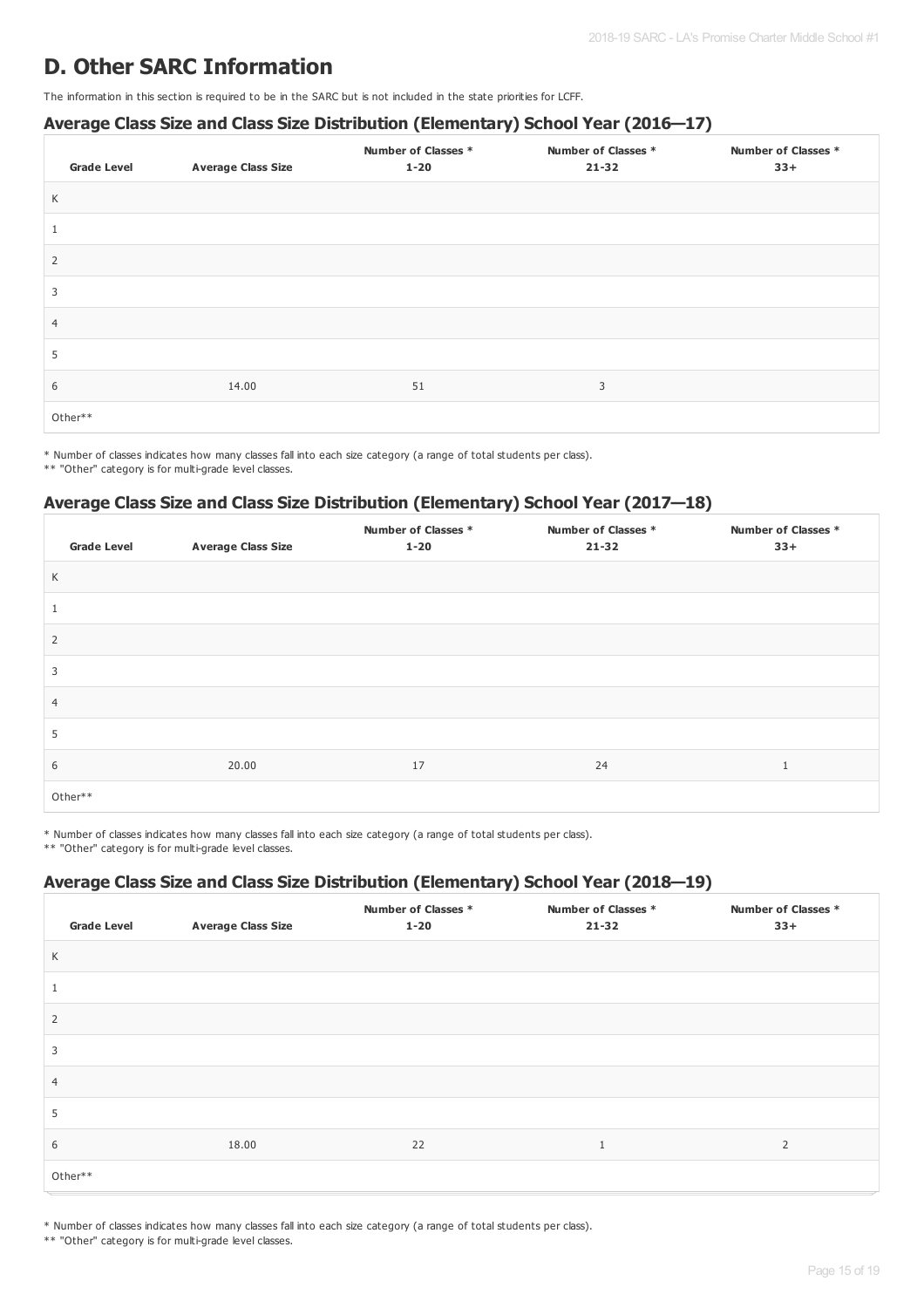# D. Other SARC Information

The information in this section is required to be in the SARC but is not included in the state priorities for LCFF.

### Average Class Size and Class Size Distribution (Elementary) School Year (2016—17)

| Grade Level | Average Class Size | Number of Classes * 1-20 | Number of Classes * 21-32 | Number of Classes * 33+ |
|---|---|---|---|---|
| K | | | | |
| 1 | | | | |
| 2 | | | | |
| 3 | | | | |
| 4 | | | | |
| 5 | | | | |
| 6 | 14.00 | 51 | 3 | |
| Other** | | | | |

\* Number of classes indicates how many classes fall into each size category (a range of total students per class).
** "Other" category is for multi-grade level classes.

### Average Class Size and Class Size Distribution (Elementary) School Year (2017—18)

| Grade Level | Average Class Size | Number of Classes * 1-20 | Number of Classes * 21-32 | Number of Classes * 33+ |
|---|---|---|---|---|
| K | | | | |
| 1 | | | | |
| 2 | | | | |
| 3 | | | | |
| 4 | | | | |
| 5 | | | | |
| 6 | 20.00 | 17 | 24 | 1 |
| Other** | | | | |

\* Number of classes indicates how many classes fall into each size category (a range of total students per class).
** "Other" category is for multi-grade level classes.

### Average Class Size and Class Size Distribution (Elementary) School Year (2018—19)

| Grade Level | Average Class Size | Number of Classes * 1-20 | Number of Classes * 21-32 | Number of Classes * 33+ |
|---|---|---|---|---|
| K | | | | |
| 1 | | | | |
| 2 | | | | |
| 3 | | | | |
| 4 | | | | |
| 5 | | | | |
| 6 | 18.00 | 22 | 1 | 2 |
| Other** | | | | |

\* Number of classes indicates how many classes fall into each size category (a range of total students per class).
** "Other" category is for multi-grade level classes.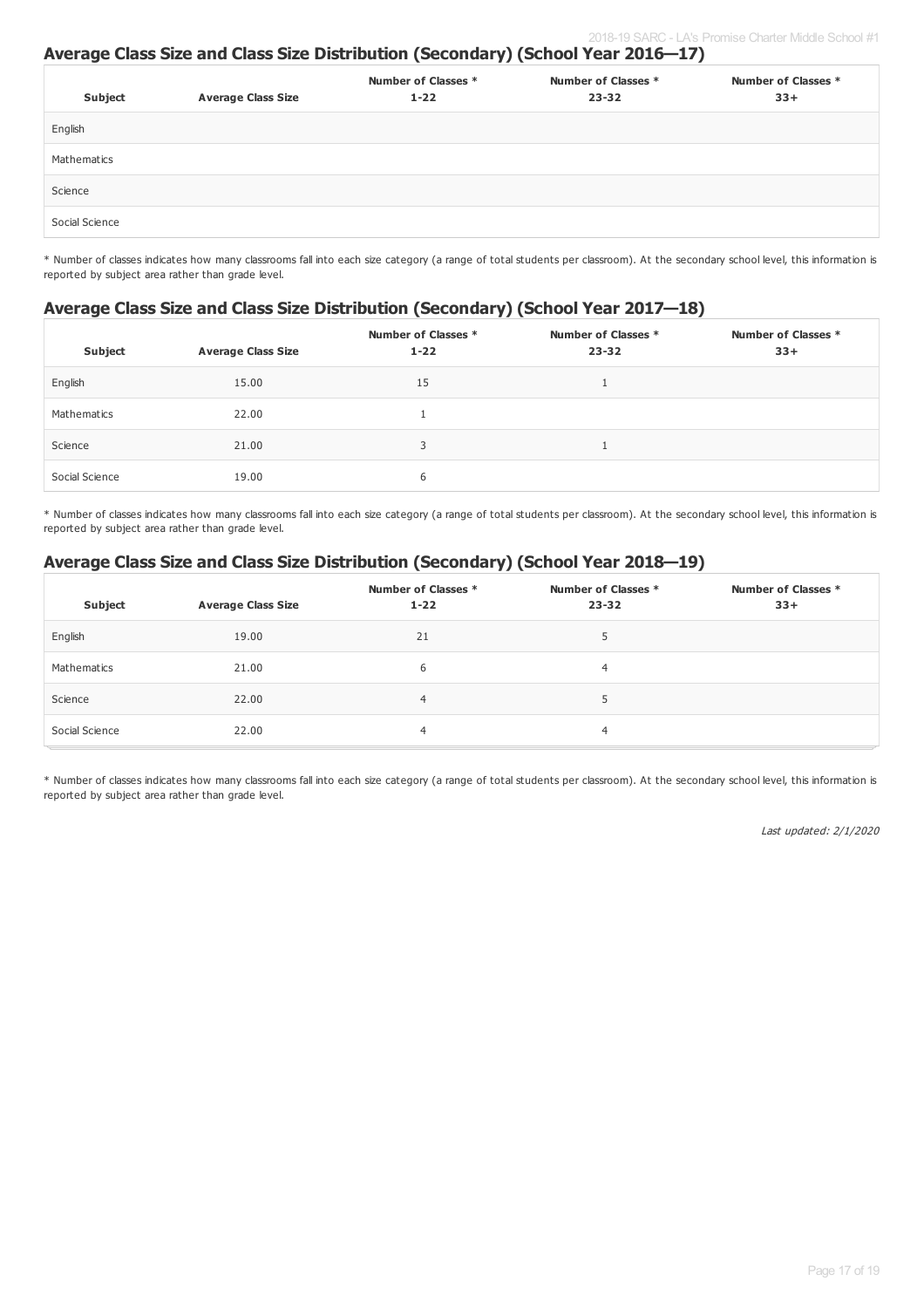## Average Class Size and Class Size Distribution (Secondary) (School Year 2016—17)

| Subject | Average Class Size | Number of Classes * 1-22 | Number of Classes * 23-32 | Number of Classes * 33+ |
|---|---|---|---|---|
| English | | | | |
| Mathematics | | | | |
| Science | | | | |
| Social Science | | | | |

* Number of classes indicates how many classrooms fall into each size category (a range of total students per classroom). At the secondary school level, this information is reported by subject area rather than grade level.

## Average Class Size and Class Size Distribution (Secondary) (School Year 2017—18)

| Subject | Average Class Size | Number of Classes * 1-22 | Number of Classes * 23-32 | Number of Classes * 33+ |
|---|---|---|---|---|
| English | 15.00 | 15 | 1 | |
| Mathematics | 22.00 | 1 | | |
| Science | 21.00 | 3 | 1 | |
| Social Science | 19.00 | 6 | | |

* Number of classes indicates how many classrooms fall into each size category (a range of total students per classroom). At the secondary school level, this information is reported by subject area rather than grade level.

## Average Class Size and Class Size Distribution (Secondary) (School Year 2018—19)

| Subject | Average Class Size | Number of Classes * 1-22 | Number of Classes * 23-32 | Number of Classes * 33+ |
|---|---|---|---|---|
| English | 19.00 | 21 | 5 | |
| Mathematics | 21.00 | 6 | 4 | |
| Science | 22.00 | 4 | 5 | |
| Social Science | 22.00 | 4 | 4 | |

* Number of classes indicates how many classrooms fall into each size category (a range of total students per classroom). At the secondary school level, this information is reported by subject area rather than grade level.

*Last updated: 2/1/2020*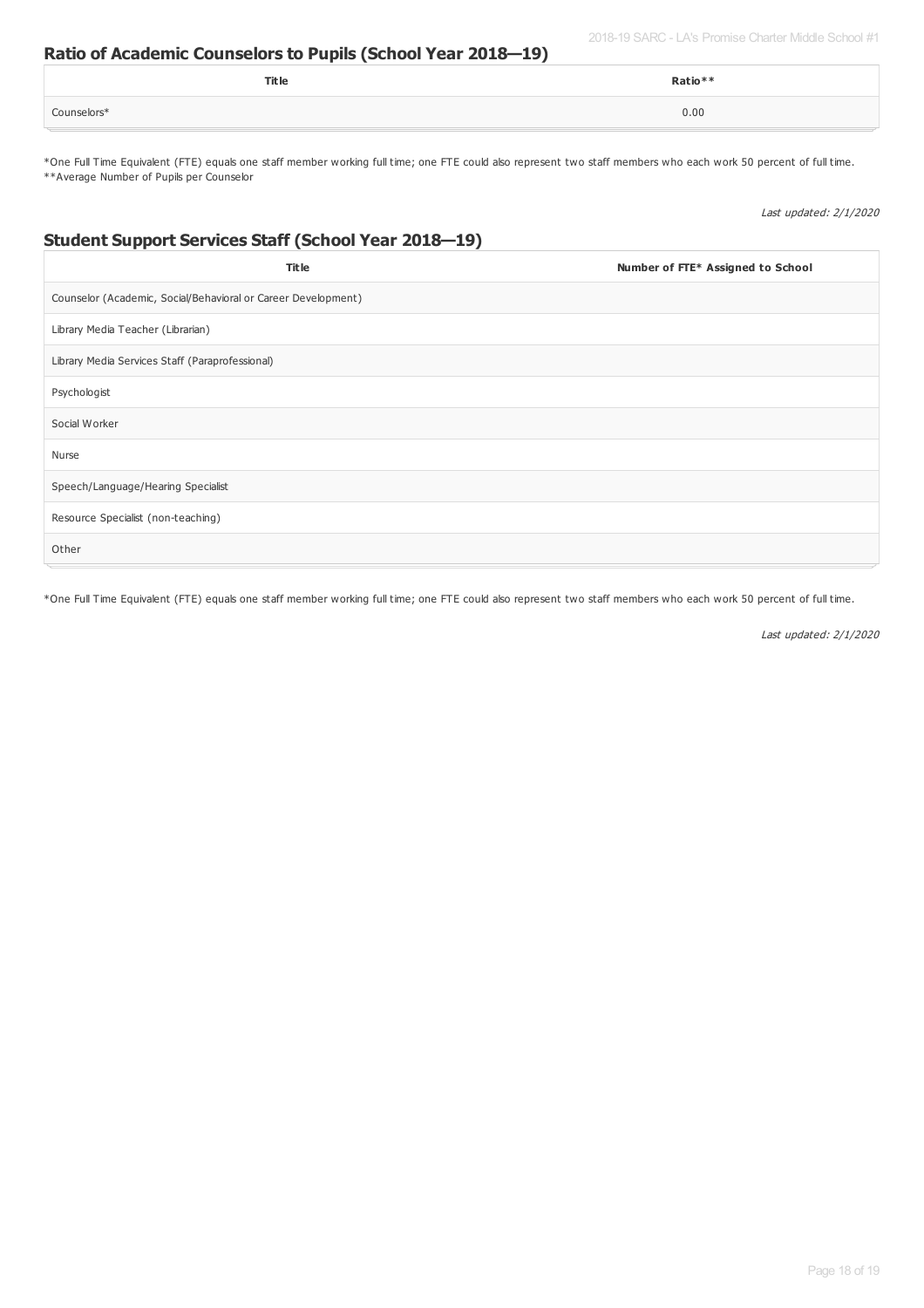## Ratio of Academic Counselors to Pupils (School Year 2018—19)

| Title | Ratio** |
|---|---|
| Counselors* | 0.00 |

*One Full Time Equivalent (FTE) equals one staff member working full time; one FTE could also represent two staff members who each work 50 percent of full time.
**Average Number of Pupils per Counselor

*Last updated: 2/1/2020*

## Student Support Services Staff (School Year 2018—19)

| Title | Number of FTE* Assigned to School |
|---|---|
| Counselor (Academic, Social/Behavioral or Career Development) | |
| Library Media Teacher (Librarian) | |
| Library Media Services Staff (Paraprofessional) | |
| Psychologist | |
| Social Worker | |
| Nurse | |
| Speech/Language/Hearing Specialist | |
| Resource Specialist (non-teaching) | |
| Other | |

*One Full Time Equivalent (FTE) equals one staff member working full time; one FTE could also represent two staff members who each work 50 percent of full time.

*Last updated: 2/1/2020*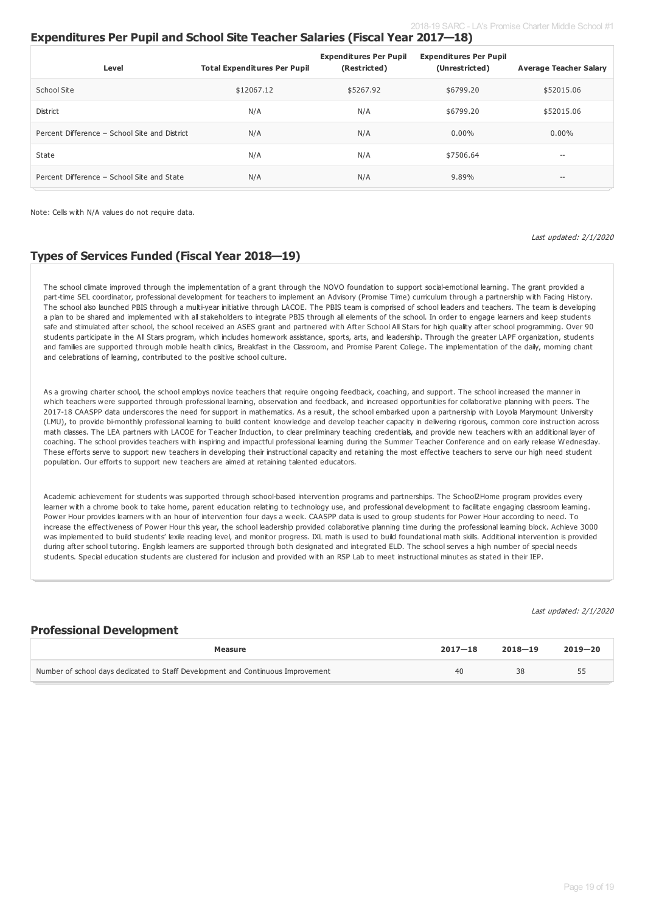## Expenditures Per Pupil and School Site Teacher Salaries (Fiscal Year 2017—18)

| Level | Total Expenditures Per Pupil | Expenditures Per Pupil (Restricted) | Expenditures Per Pupil (Unrestricted) | Average Teacher Salary |
|---|---|---|---|---|
| School Site | $12067.12 | $5267.92 | $6799.20 | $52015.06 |
| District | N/A | N/A | $6799.20 | $52015.06 |
| Percent Difference – School Site and District | N/A | N/A | 0.00% | 0.00% |
| State | N/A | N/A | $7506.64 | -- |
| Percent Difference – School Site and State | N/A | N/A | 9.89% | -- |

Note: Cells with N/A values do not require data.

*Last updated: 2/1/2020*

## Types of Services Funded (Fiscal Year 2018—19)

The school climate improved through the implementation of a grant through the NOVO foundation to support social-emotional learning. The grant provided a part-time SEL coordinator, professional development for teachers to implement an Advisory (Promise Time) curriculum through a partnership with Facing History. The school also launched PBIS through a multi-year initiative through LACOE. The PBIS team is comprised of school leaders and teachers. The team is developing a plan to be shared and implemented with all stakeholders to integrate PBIS through all elements of the school. In order to engage learners and keep students safe and stimulated after school, the school received an ASES grant and partnered with After School All Stars for high quality after school programming. Over 90 students participate in the All Stars program, which includes homework assistance, sports, arts, and leadership. Through the greater LAPF organization, students and families are supported through mobile health clinics, Breakfast in the Classroom, and Promise Parent College. The implementation of the daily, morning chant and celebrations of learning, contributed to the positive school culture.

As a growing charter school, the school employs novice teachers that require ongoing feedback, coaching, and support. The school increased the manner in which teachers were supported through professional learning, observation and feedback, and increased opportunities for collaborative planning with peers. The 2017-18 CAASPP data underscores the need for support in mathematics. As a result, the school embarked upon a partnership with Loyola Marymount University (LMU), to provide bi-monthly professional learning to build content knowledge and develop teacher capacity in delivering rigorous, common core instruction across math classes. The LEA partners with LACOE for Teacher Induction, to clear preliminary teaching credentials, and provide new teachers with an additional layer of coaching. The school provides teachers with inspiring and impactful professional learning during the Summer Teacher Conference and on early release Wednesday. These efforts serve to support new teachers in developing their instructional capacity and retaining the most effective teachers to serve our high need student population. Our efforts to support new teachers are aimed at retaining talented educators.

Academic achievement for students was supported through school-based intervention programs and partnerships. The School2Home program provides every learner with a chrome book to take home, parent education relating to technology use, and professional development to facilitate engaging classroom learning. Power Hour provides learners with an hour of intervention four days a week. CAASPP data is used to group students for Power Hour according to need. To increase the effectiveness of Power Hour this year, the school leadership provided collaborative planning time during the professional learning block. Achieve 3000 was implemented to build students' lexile reading level, and monitor progress. IXL math is used to build foundational math skills. Additional intervention is provided during after school tutoring. English learners are supported through both designated and integrated ELD. The school serves a high number of special needs students. Special education students are clustered for inclusion and provided with an RSP Lab to meet instructional minutes as stated in their IEP.

*Last updated: 2/1/2020*

## Professional Development

| Measure | 2017—18 | 2018—19 | 2019—20 |
|---|---|---|---|
| Number of school days dedicated to Staff Development and Continuous Improvement | 40 | 38 | 55 |